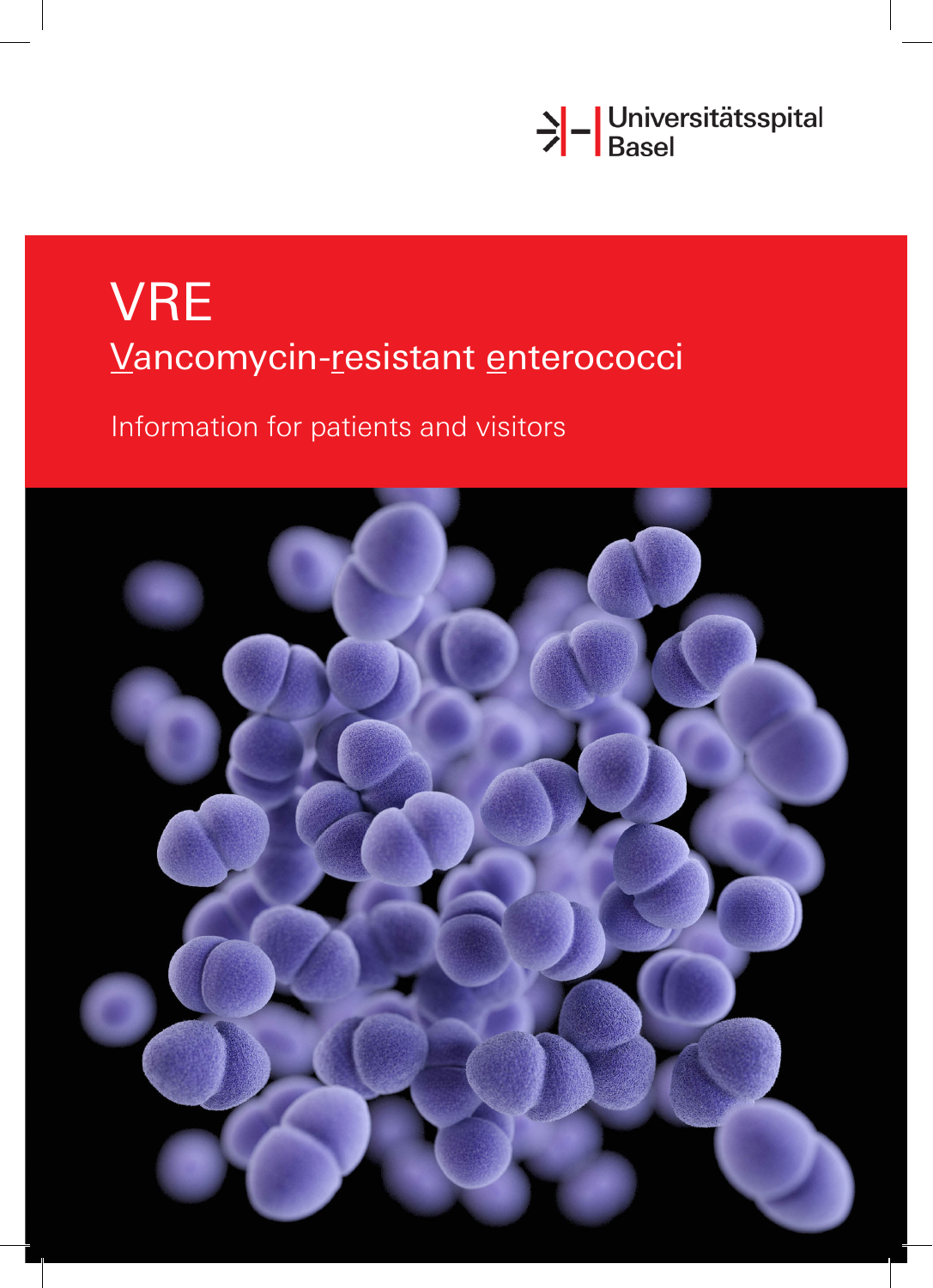Universitätsspital Basel

# VRE

## Vancomycin-resistant enterococci

Information for patients and visitors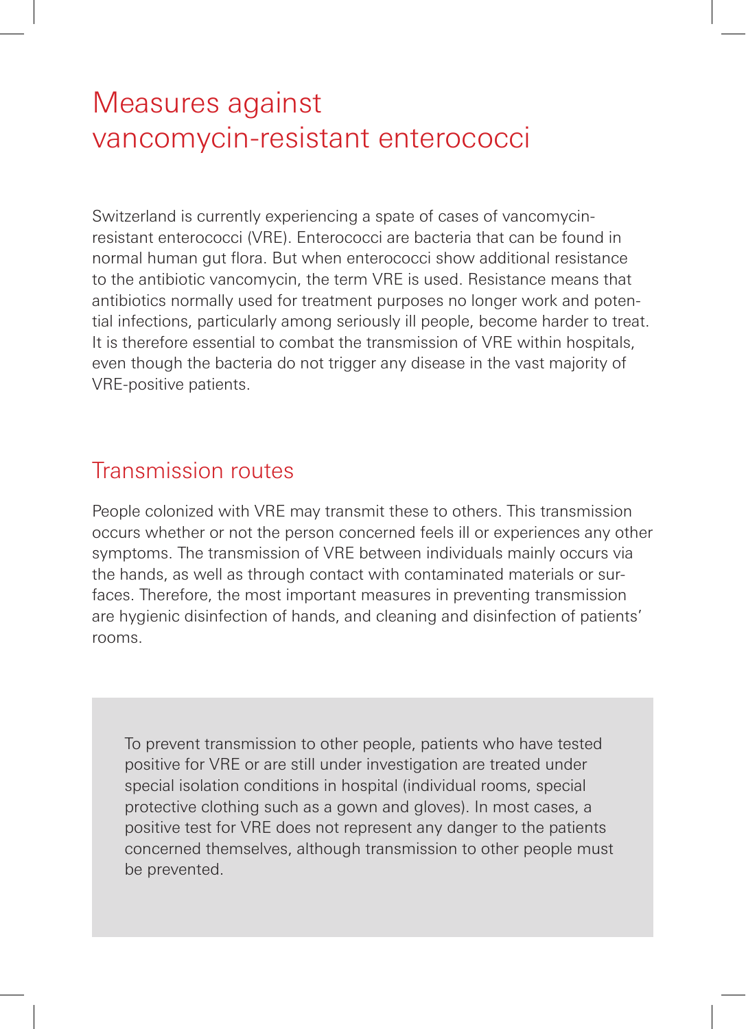# Measures against vancomycin-resistant enterococci

Switzerland is currently experiencing a spate of cases of vancomycin-resistant enterococci (VRE). Enterococci are bacteria that can be found in normal human gut flora. But when enterococci show additional resistance to the antibiotic vancomycin, the term VRE is used. Resistance means that antibiotics normally used for treatment purposes no longer work and potential infections, particularly among seriously ill people, become harder to treat. It is therefore essential to combat the transmission of VRE within hospitals, even though the bacteria do not trigger any disease in the vast majority of VRE-positive patients.

## Transmission routes

People colonized with VRE may transmit these to others. This transmission occurs whether or not the person concerned feels ill or experiences any other symptoms. The transmission of VRE between individuals mainly occurs via the hands, as well as through contact with contaminated materials or surfaces. Therefore, the most important measures in preventing transmission are hygienic disinfection of hands, and cleaning and disinfection of patients' rooms.

> To prevent transmission to other people, patients who have tested positive for VRE or are still under investigation are treated under special isolation conditions in hospital (individual rooms, special protective clothing such as a gown and gloves). In most cases, a positive test for VRE does not represent any danger to the patients concerned themselves, although transmission to other people must be prevented.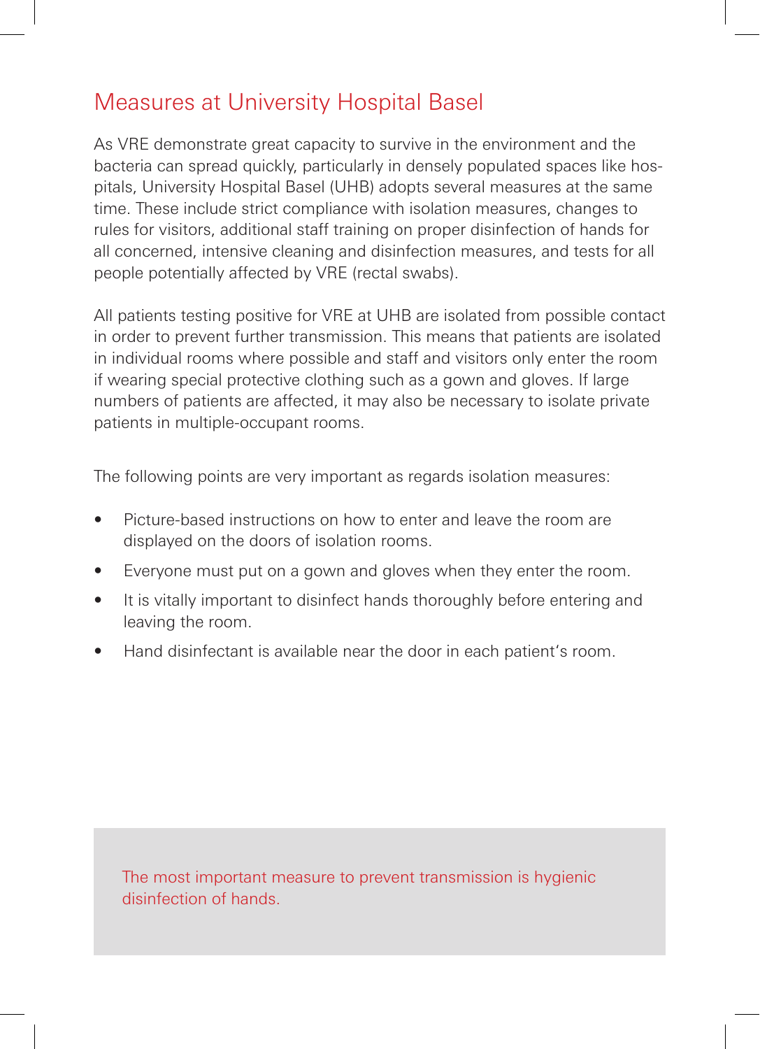## Measures at University Hospital Basel

As VRE demonstrate great capacity to survive in the environment and the bacteria can spread quickly, particularly in densely populated spaces like hospitals, University Hospital Basel (UHB) adopts several measures at the same time. These include strict compliance with isolation measures, changes to rules for visitors, additional staff training on proper disinfection of hands for all concerned, intensive cleaning and disinfection measures, and tests for all people potentially affected by VRE (rectal swabs).

All patients testing positive for VRE at UHB are isolated from possible contact in order to prevent further transmission. This means that patients are isolated in individual rooms where possible and staff and visitors only enter the room if wearing special protective clothing such as a gown and gloves. If large numbers of patients are affected, it may also be necessary to isolate private patients in multiple-occupant rooms.

The following points are very important as regards isolation measures:

- Picture-based instructions on how to enter and leave the room are displayed on the doors of isolation rooms.
- Everyone must put on a gown and gloves when they enter the room.
- It is vitally important to disinfect hands thoroughly before entering and leaving the room.
- Hand disinfectant is available near the door in each patient's room.

> The most important measure to prevent transmission is hygienic disinfection of hands.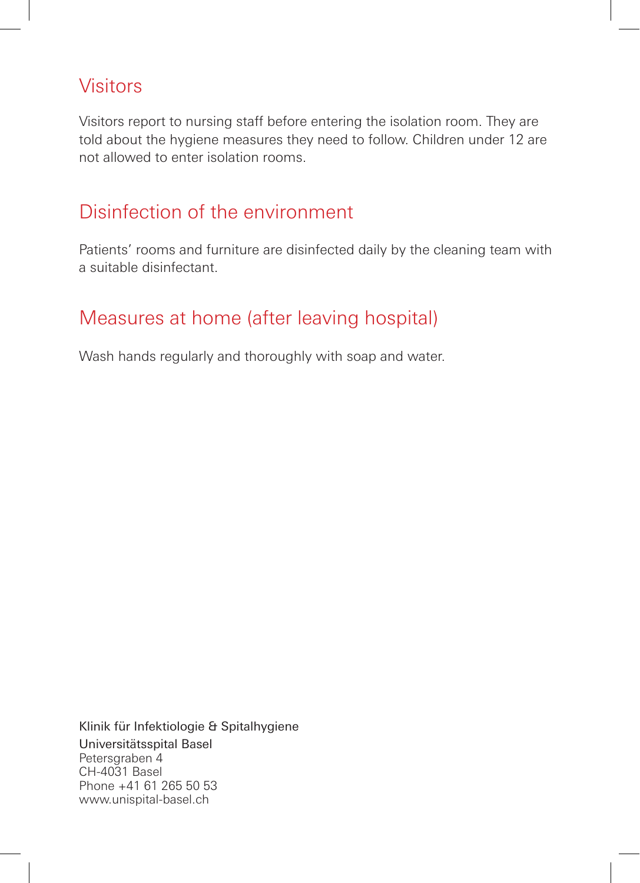## Visitors

Visitors report to nursing staff before entering the isolation room. They are told about the hygiene measures they need to follow. Children under 12 are not allowed to enter isolation rooms.

## Disinfection of the environment

Patients' rooms and furniture are disinfected daily by the cleaning team with a suitable disinfectant.

## Measures at home (after leaving hospital)

Wash hands regularly and thoroughly with soap and water.

Klinik für Infektiologie & Spitalhygiene  
Universitätsspital Basel  
Petersgraben 4  
CH-4031 Basel  
Phone +41 61 265 50 53  
www.unispital-basel.ch